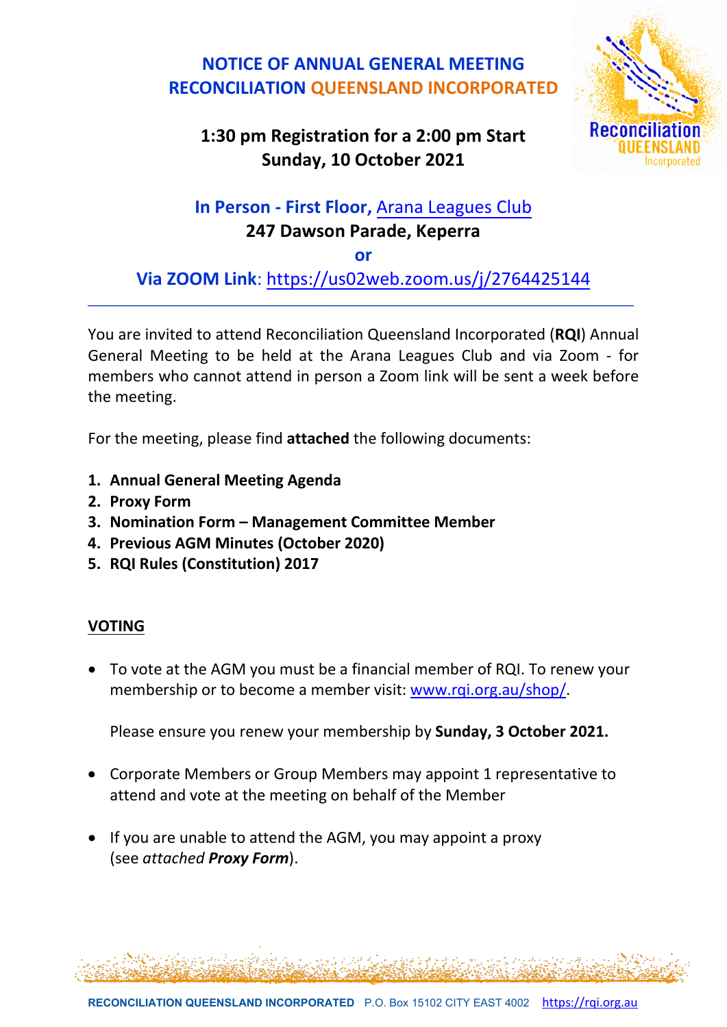# NOTICE OF ANNUAL GENERAL MEETING
# RECONCILIATION QUEENSLAND INCORPORATED

**1:30 pm Registration for a 2:00 pm Start**
**Sunday, 10 October 2021**

**In Person - First Floor,** [Arana Leagues Club](Arana Leagues Club)
**247 Dawson Parade, Keperra**
**or**
**Via ZOOM Link**: https://us02web.zoom.us/j/2764425144

---

You are invited to attend Reconciliation Queensland Incorporated (**RQI**) Annual General Meeting to be held at the Arana Leagues Club and via Zoom - for members who cannot attend in person a Zoom link will be sent a week before the meeting.

For the meeting, please find **attached** the following documents:

1. **Annual General Meeting Agenda**
2. **Proxy Form**
3. **Nomination Form – Management Committee Member**
4. **Previous AGM Minutes (October 2020)**
5. **RQI Rules (Constitution) 2017**

## VOTING

- To vote at the AGM you must be a financial member of RQI. To renew your membership or to become a member visit: www.rqi.org.au/shop/.

  Please ensure you renew your membership by **Sunday, 3 October 2021.**

- Corporate Members or Group Members may appoint 1 representative to attend and vote at the meeting on behalf of the Member

- If you are unable to attend the AGM, you may appoint a proxy (see *attached* ***Proxy Form***).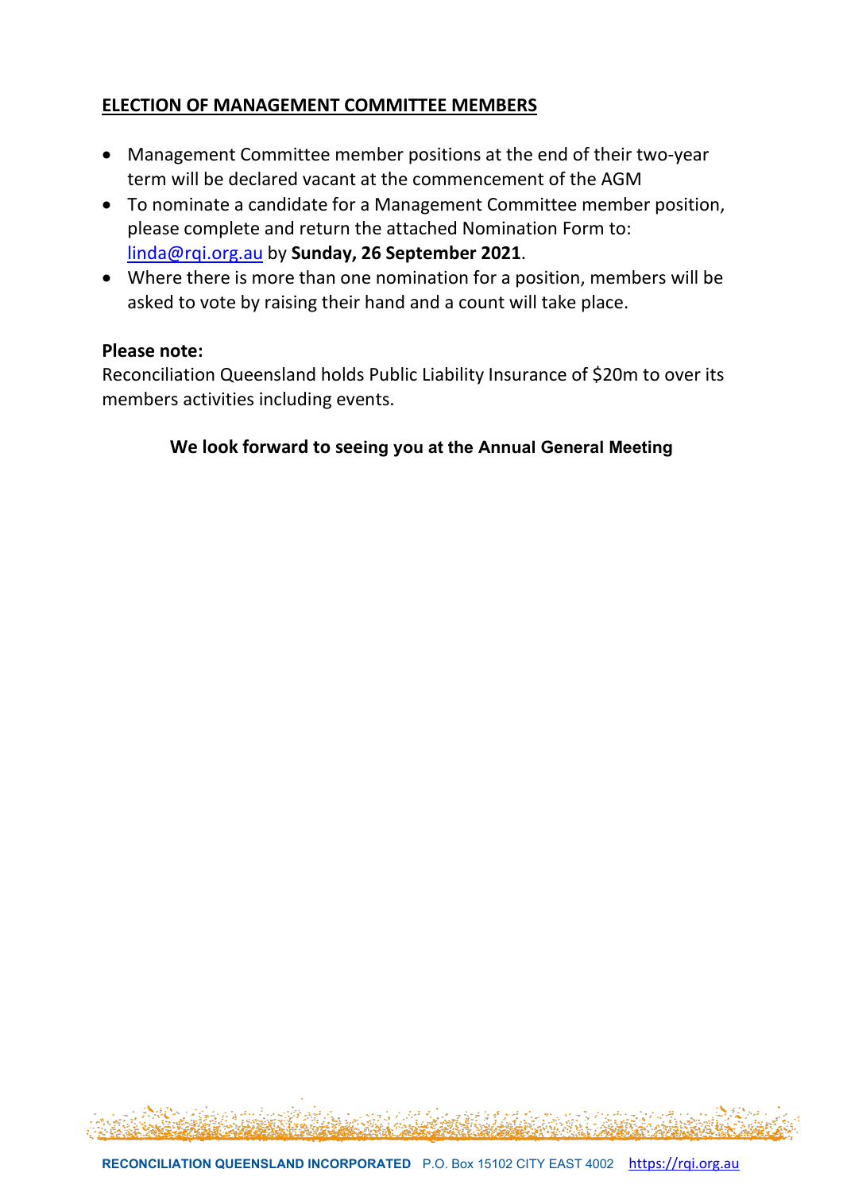## ELECTION OF MANAGEMENT COMMITTEE MEMBERS

- Management Committee member positions at the end of their two-year term will be declared vacant at the commencement of the AGM
- To nominate a candidate for a Management Committee member position, please complete and return the attached Nomination Form to: linda@rqi.org.au by **Sunday, 26 September 2021**.
- Where there is more than one nomination for a position, members will be asked to vote by raising their hand and a count will take place.

**Please note:**
Reconciliation Queensland holds Public Liability Insurance of $20m to over its members activities including events.

**We look forward to seeing you at the Annual General Meeting**